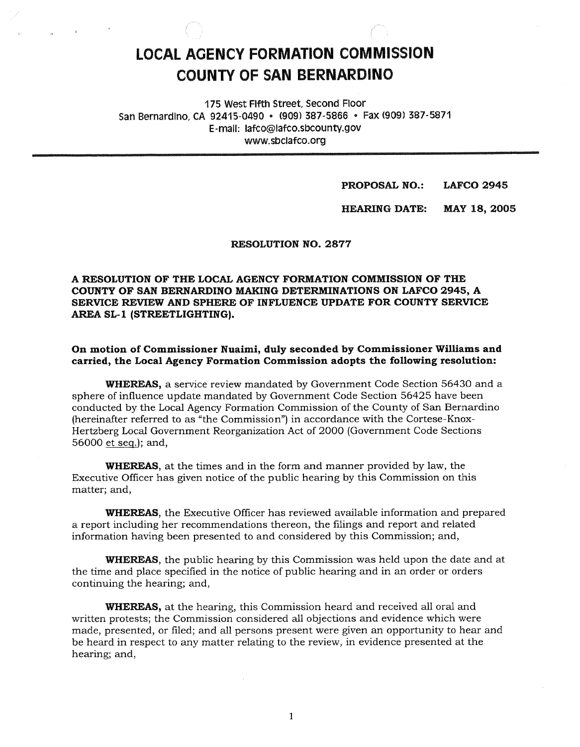# LOCAL AGENCY FORMATION COMMISSION
# COUNTY OF SAN BERNARDINO

175 West Fifth Street, Second Floor
San Bernardino, CA 92415-0490 • (909) 387-5866 • Fax (909) 387-5871
E-mail: lafco@lafco.sbcounty.gov
www.sbclafco.org

**PROPOSAL NO.: LAFCO 2945**

**HEARING DATE: MAY 18, 2005**

**RESOLUTION NO. 2877**

**A RESOLUTION OF THE LOCAL AGENCY FORMATION COMMISSION OF THE COUNTY OF SAN BERNARDINO MAKING DETERMINATIONS ON LAFCO 2945, A SERVICE REVIEW AND SPHERE OF INFLUENCE UPDATE FOR COUNTY SERVICE AREA SL-1 (STREETLIGHTING).**

**On motion of Commissioner Nuaimi, duly seconded by Commissioner Williams and carried, the Local Agency Formation Commission adopts the following resolution:**

**WHEREAS,** a service review mandated by Government Code Section 56430 and a sphere of influence update mandated by Government Code Section 56425 have been conducted by the Local Agency Formation Commission of the County of San Bernardino (hereinafter referred to as "the Commission") in accordance with the Cortese-Knox-Hertzberg Local Government Reorganization Act of 2000 (Government Code Sections 56000 et seq.); and,

**WHEREAS,** at the times and in the form and manner provided by law, the Executive Officer has given notice of the public hearing by this Commission on this matter; and,

**WHEREAS,** the Executive Officer has reviewed available information and prepared a report including her recommendations thereon, the filings and report and related information having been presented to and considered by this Commission; and,

**WHEREAS,** the public hearing by this Commission was held upon the date and at the time and place specified in the notice of public hearing and in an order or orders continuing the hearing; and,

**WHEREAS,** at the hearing, this Commission heard and received all oral and written protests; the Commission considered all objections and evidence which were made, presented, or filed; and all persons present were given an opportunity to hear and be heard in respect to any matter relating to the review, in evidence presented at the hearing; and,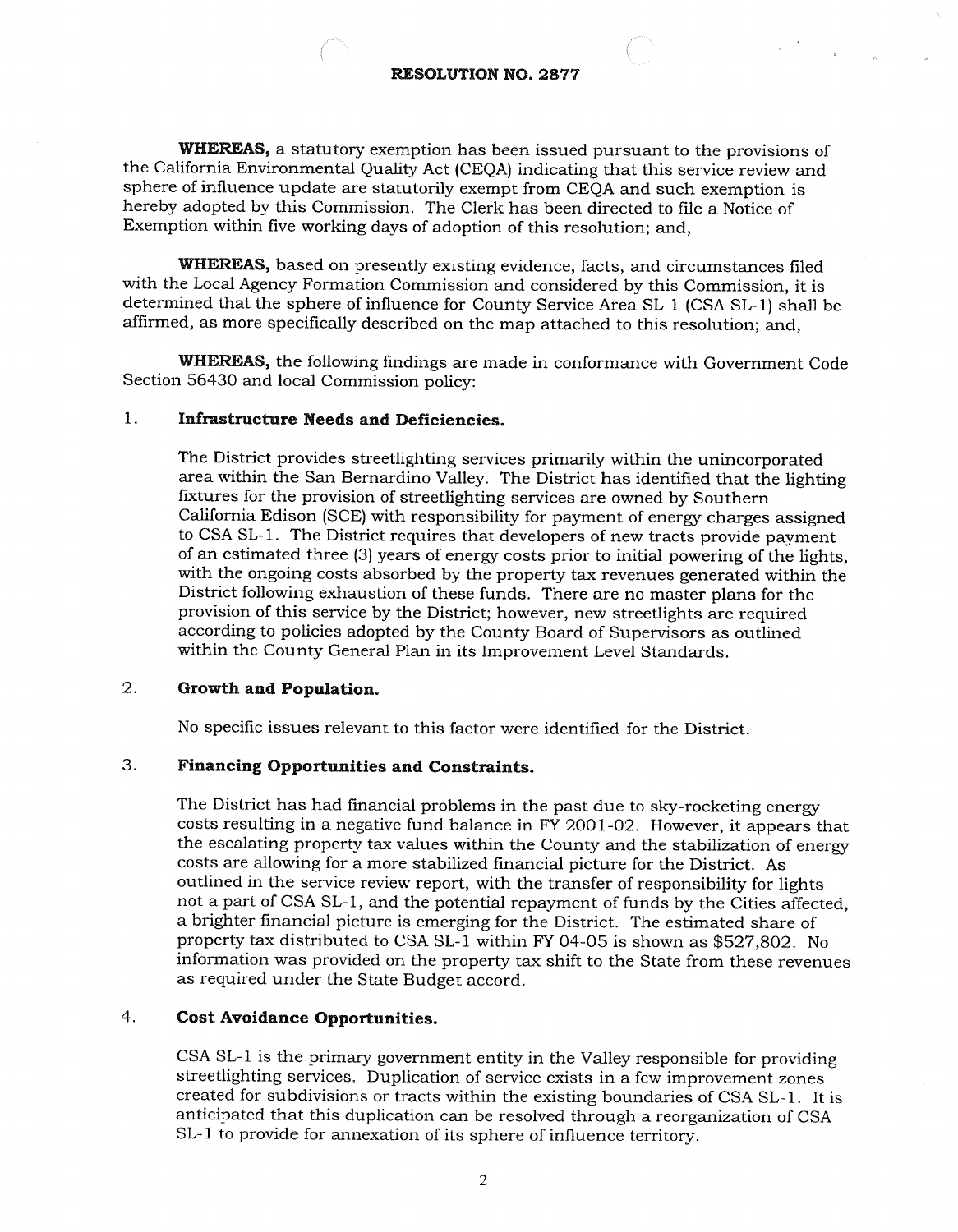**RESOLUTION NO. 2877**

**WHEREAS,** a statutory exemption has been issued pursuant to the provisions of the California Environmental Quality Act (CEQA) indicating that this service review and sphere of influence update are statutorily exempt from CEQA and such exemption is hereby adopted by this Commission. The Clerk has been directed to file a Notice of Exemption within five working days of adoption of this resolution; and,

**WHEREAS,** based on presently existing evidence, facts, and circumstances filed with the Local Agency Formation Commission and considered by this Commission, it is determined that the sphere of influence for County Service Area SL-1 (CSA SL-1) shall be affirmed, as more specifically described on the map attached to this resolution; and,

**WHEREAS,** the following findings are made in conformance with Government Code Section 56430 and local Commission policy:

1. **Infrastructure Needs and Deficiencies.**

   The District provides streetlighting services primarily within the unincorporated area within the San Bernardino Valley. The District has identified that the lighting fixtures for the provision of streetlighting services are owned by Southern California Edison (SCE) with responsibility for payment of energy charges assigned to CSA SL-1. The District requires that developers of new tracts provide payment of an estimated three (3) years of energy costs prior to initial powering of the lights, with the ongoing costs absorbed by the property tax revenues generated within the District following exhaustion of these funds. There are no master plans for the provision of this service by the District; however, new streetlights are required according to policies adopted by the County Board of Supervisors as outlined within the County General Plan in its Improvement Level Standards.

2. **Growth and Population.**

   No specific issues relevant to this factor were identified for the District.

3. **Financing Opportunities and Constraints.**

   The District has had financial problems in the past due to sky-rocketing energy costs resulting in a negative fund balance in FY 2001-02. However, it appears that the escalating property tax values within the County and the stabilization of energy costs are allowing for a more stabilized financial picture for the District. As outlined in the service review report, with the transfer of responsibility for lights not a part of CSA SL-1, and the potential repayment of funds by the Cities affected, a brighter financial picture is emerging for the District. The estimated share of property tax distributed to CSA SL-1 within FY 04-05 is shown as $527,802. No information was provided on the property tax shift to the State from these revenues as required under the State Budget accord.

4. **Cost Avoidance Opportunities.**

   CSA SL-1 is the primary government entity in the Valley responsible for providing streetlighting services. Duplication of service exists in a few improvement zones created for subdivisions or tracts within the existing boundaries of CSA SL-1. It is anticipated that this duplication can be resolved through a reorganization of CSA SL-1 to provide for annexation of its sphere of influence territory.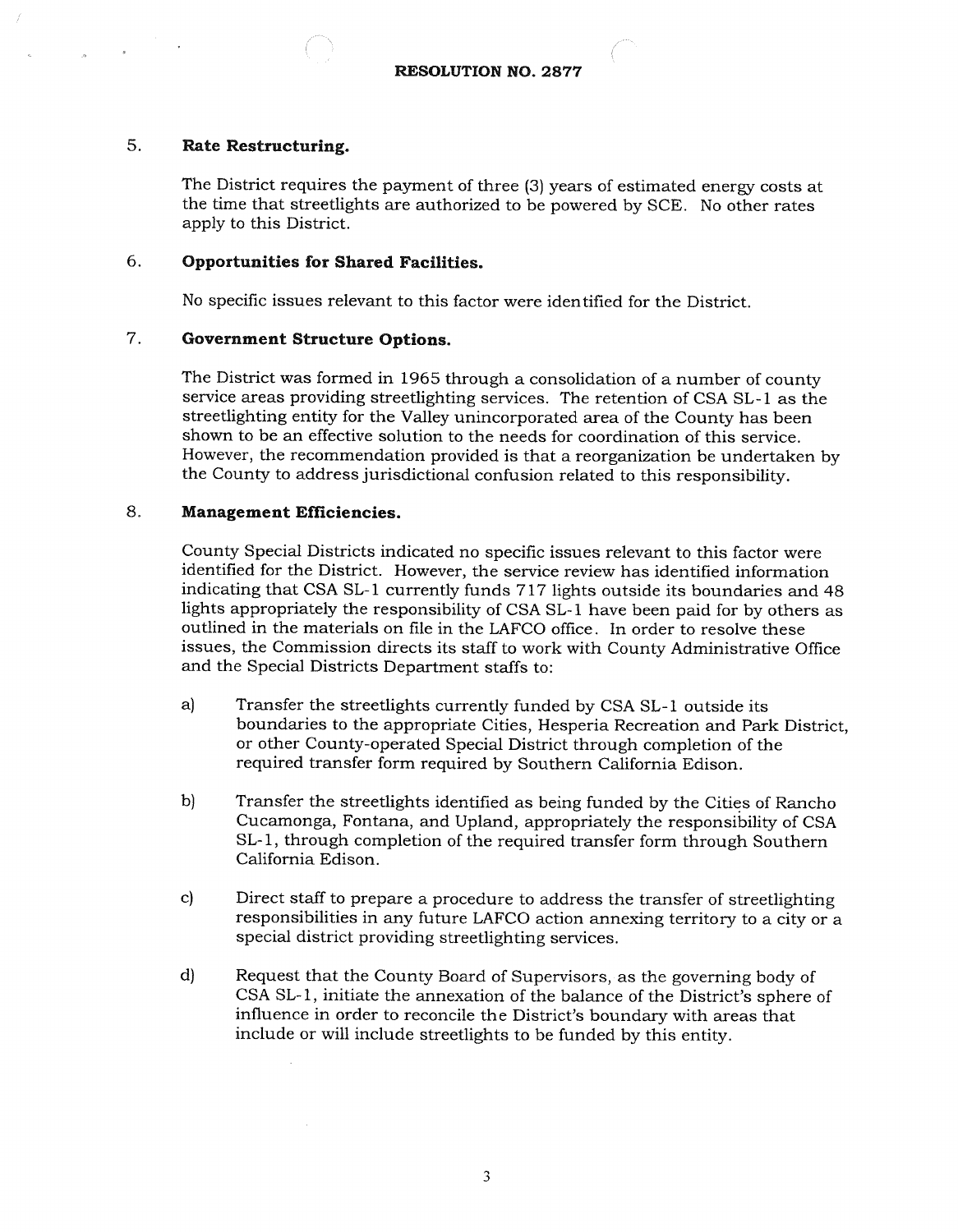**RESOLUTION NO. 2877**

5. **Rate Restructuring.**

   The District requires the payment of three (3) years of estimated energy costs at the time that streetlights are authorized to be powered by SCE. No other rates apply to this District.

6. **Opportunities for Shared Facilities.**

   No specific issues relevant to this factor were identified for the District.

7. **Government Structure Options.**

   The District was formed in 1965 through a consolidation of a number of county service areas providing streetlighting services. The retention of CSA SL-1 as the streetlighting entity for the Valley unincorporated area of the County has been shown to be an effective solution to the needs for coordination of this service. However, the recommendation provided is that a reorganization be undertaken by the County to address jurisdictional confusion related to this responsibility.

8. **Management Efficiencies.**

   County Special Districts indicated no specific issues relevant to this factor were identified for the District. However, the service review has identified information indicating that CSA SL-1 currently funds 717 lights outside its boundaries and 48 lights appropriately the responsibility of CSA SL-1 have been paid for by others as outlined in the materials on file in the LAFCO office. In order to resolve these issues, the Commission directs its staff to work with County Administrative Office and the Special Districts Department staffs to:

   a) Transfer the streetlights currently funded by CSA SL-1 outside its boundaries to the appropriate Cities, Hesperia Recreation and Park District, or other County-operated Special District through completion of the required transfer form required by Southern California Edison.

   b) Transfer the streetlights identified as being funded by the Cities of Rancho Cucamonga, Fontana, and Upland, appropriately the responsibility of CSA SL-1, through completion of the required transfer form through Southern California Edison.

   c) Direct staff to prepare a procedure to address the transfer of streetlighting responsibilities in any future LAFCO action annexing territory to a city or a special district providing streetlighting services.

   d) Request that the County Board of Supervisors, as the governing body of CSA SL-1, initiate the annexation of the balance of the District's sphere of influence in order to reconcile the District's boundary with areas that include or will include streetlights to be funded by this entity.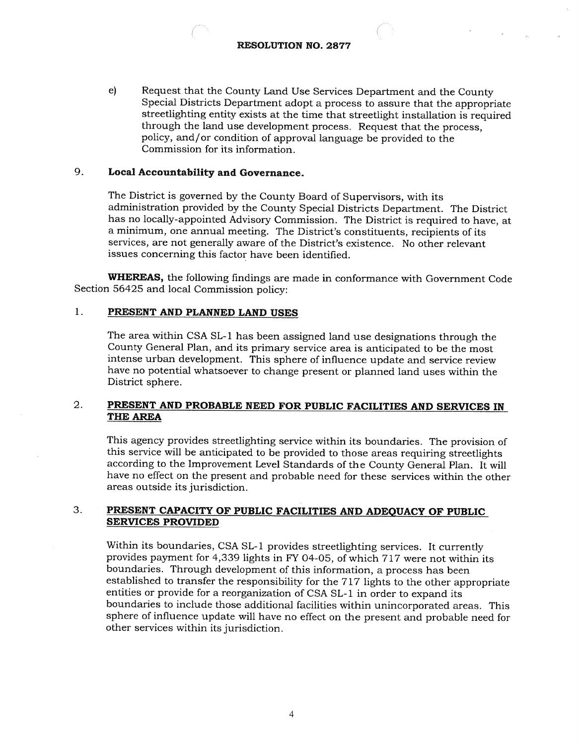**RESOLUTION NO. 2877**

e) Request that the County Land Use Services Department and the County Special Districts Department adopt a process to assure that the appropriate streetlighting entity exists at the time that streetlight installation is required through the land use development process. Request that the process, policy, and/or condition of approval language be provided to the Commission for its information.

9. **Local Accountability and Governance.**

   The District is governed by the County Board of Supervisors, with its administration provided by the County Special Districts Department. The District has no locally-appointed Advisory Commission. The District is required to have, at a minimum, one annual meeting. The District's constituents, recipients of its services, are not generally aware of the District's existence. No other relevant issues concerning this factor have been identified.

**WHEREAS,** the following findings are made in conformance with Government Code Section 56425 and local Commission policy:

1. **PRESENT AND PLANNED LAND USES**

   The area within CSA SL-1 has been assigned land use designations through the County General Plan, and its primary service area is anticipated to be the most intense urban development. This sphere of influence update and service review have no potential whatsoever to change present or planned land uses within the District sphere.

2. **PRESENT AND PROBABLE NEED FOR PUBLIC FACILITIES AND SERVICES IN THE AREA**

   This agency provides streetlighting service within its boundaries. The provision of this service will be anticipated to be provided to those areas requiring streetlights according to the Improvement Level Standards of the County General Plan. It will have no effect on the present and probable need for these services within the other areas outside its jurisdiction.

3. **PRESENT CAPACITY OF PUBLIC FACILITIES AND ADEQUACY OF PUBLIC SERVICES PROVIDED**

   Within its boundaries, CSA SL-1 provides streetlighting services. It currently provides payment for 4,339 lights in FY 04-05, of which 717 were not within its boundaries. Through development of this information, a process has been established to transfer the responsibility for the 717 lights to the other appropriate entities or provide for a reorganization of CSA SL-1 in order to expand its boundaries to include those additional facilities within unincorporated areas. This sphere of influence update will have no effect on the present and probable need for other services within its jurisdiction.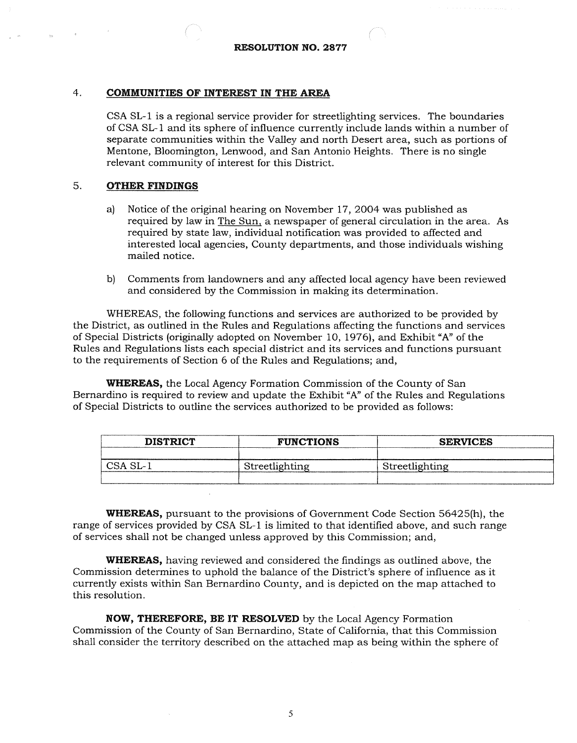**RESOLUTION NO. 2877**

4. **COMMUNITIES OF INTEREST IN THE AREA**

   CSA SL-1 is a regional service provider for streetlighting services. The boundaries of CSA SL-1 and its sphere of influence currently include lands within a number of separate communities within the Valley and north Desert area, such as portions of Mentone, Bloomington, Lenwood, and San Antonio Heights. There is no single relevant community of interest for this District.

5. **OTHER FINDINGS**

   a) Notice of the original hearing on November 17, 2004 was published as required by law in The Sun, a newspaper of general circulation in the area. As required by state law, individual notification was provided to affected and interested local agencies, County departments, and those individuals wishing mailed notice.

   b) Comments from landowners and any affected local agency have been reviewed and considered by the Commission in making its determination.

WHEREAS, the following functions and services are authorized to be provided by the District, as outlined in the Rules and Regulations affecting the functions and services of Special Districts (originally adopted on November 10, 1976), and Exhibit "A" of the Rules and Regulations lists each special district and its services and functions pursuant to the requirements of Section 6 of the Rules and Regulations; and,

**WHEREAS,** the Local Agency Formation Commission of the County of San Bernardino is required to review and update the Exhibit "A" of the Rules and Regulations of Special Districts to outline the services authorized to be provided as follows:

| DISTRICT | FUNCTIONS | SERVICES |
|---|---|---|
| | | |
| CSA SL-1 | Streetlighting | Streetlighting |
| | | |

**WHEREAS,** pursuant to the provisions of Government Code Section 56425(h), the range of services provided by CSA SL-1 is limited to that identified above, and such range of services shall not be changed unless approved by this Commission; and,

**WHEREAS,** having reviewed and considered the findings as outlined above, the Commission determines to uphold the balance of the District's sphere of influence as it currently exists within San Bernardino County, and is depicted on the map attached to this resolution.

**NOW, THEREFORE, BE IT RESOLVED** by the Local Agency Formation Commission of the County of San Bernardino, State of California, that this Commission shall consider the territory described on the attached map as being within the sphere of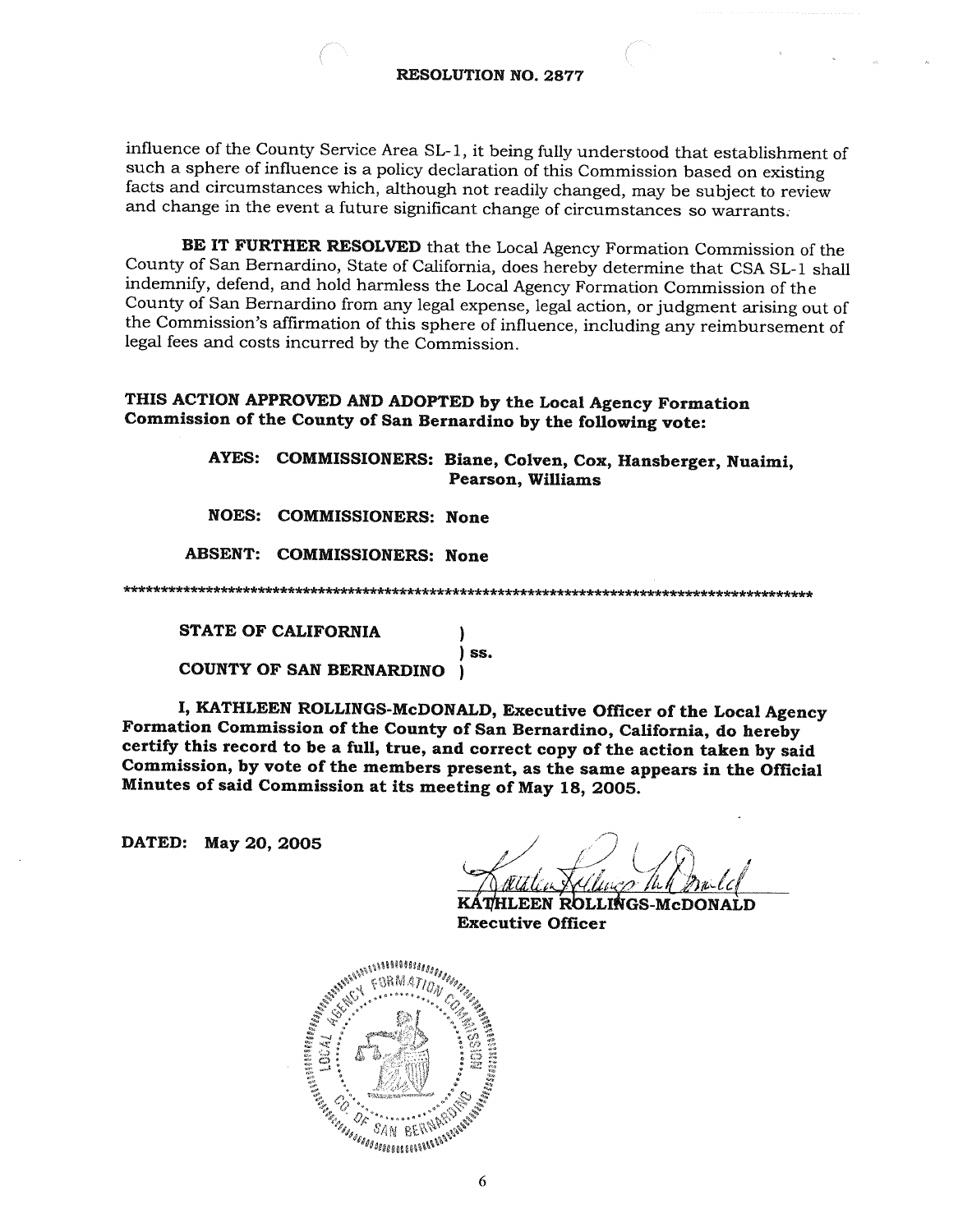**RESOLUTION NO. 2877**

influence of the County Service Area SL-1, it being fully understood that establishment of such a sphere of influence is a policy declaration of this Commission based on existing facts and circumstances which, although not readily changed, may be subject to review and change in the event a future significant change of circumstances so warrants.

**BE IT FURTHER RESOLVED** that the Local Agency Formation Commission of the County of San Bernardino, State of California, does hereby determine that CSA SL-1 shall indemnify, defend, and hold harmless the Local Agency Formation Commission of the County of San Bernardino from any legal expense, legal action, or judgment arising out of the Commission's affirmation of this sphere of influence, including any reimbursement of legal fees and costs incurred by the Commission.

**THIS ACTION APPROVED AND ADOPTED by the Local Agency Formation Commission of the County of San Bernardino by the following vote:**

**AYES: COMMISSIONERS: Biane, Colven, Cox, Hansberger, Nuaimi, Pearson, Williams**

**NOES: COMMISSIONERS: None**

**ABSENT: COMMISSIONERS: None**

*************************************************************************************************

**STATE OF CALIFORNIA )**
**) ss.**
**COUNTY OF SAN BERNARDINO )**

**I, KATHLEEN ROLLINGS-McDONALD, Executive Officer of the Local Agency Formation Commission of the County of San Bernardino, California, do hereby certify this record to be a full, true, and correct copy of the action taken by said Commission, by vote of the members present, as the same appears in the Official Minutes of said Commission at its meeting of May 18, 2005.**

**DATED: May 20, 2005**

**KATHLEEN ROLLINGS-McDONALD**
**Executive Officer**

LOCAL AGENCY FORMATION COMMISSION CO. OF SAN BERNARDINO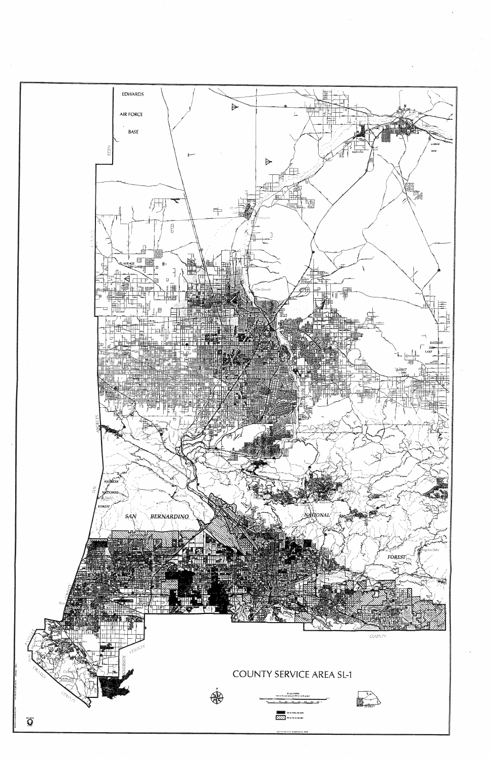# COUNTY SERVICE AREA SL-1